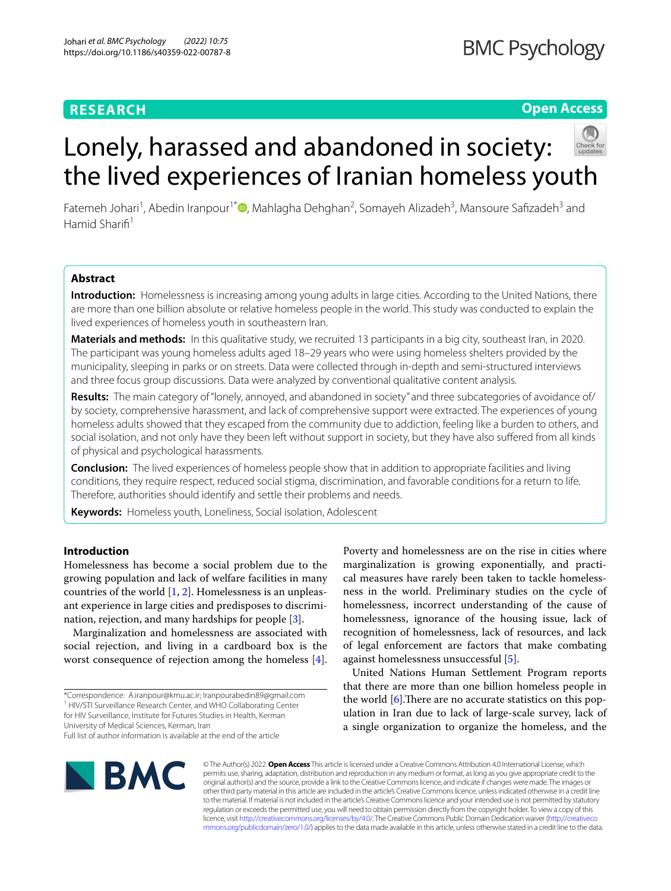RESEARCH

Open Access

# Lonely, harassed and abandoned in society: the lived experiences of Iranian homeless youth

Fatemeh Johari[1], Abedin Iranpour[1*], Mahlagha Dehghan[2], Somayeh Alizadeh[3], Mansoure Safizadeh[3] and Hamid Sharifi[1]

## Abstract

**Introduction:** Homelessness is increasing among young adults in large cities. According to the United Nations, there are more than one billion absolute or relative homeless people in the world. This study was conducted to explain the lived experiences of homeless youth in southeastern Iran.

**Materials and methods:** In this qualitative study, we recruited 13 participants in a big city, southeast Iran, in 2020. The participant was young homeless adults aged 18–29 years who were using homeless shelters provided by the municipality, sleeping in parks or on streets. Data were collected through in-depth and semi-structured interviews and three focus group discussions. Data were analyzed by conventional qualitative content analysis.

**Results:** The main category of "lonely, annoyed, and abandoned in society" and three subcategories of avoidance of/by society, comprehensive harassment, and lack of comprehensive support were extracted. The experiences of young homeless adults showed that they escaped from the community due to addiction, feeling like a burden to others, and social isolation, and not only have they been left without support in society, but they have also suffered from all kinds of physical and psychological harassments.

**Conclusion:** The lived experiences of homeless people show that in addition to appropriate facilities and living conditions, they require respect, reduced social stigma, discrimination, and favorable conditions for a return to life. Therefore, authorities should identify and settle their problems and needs.

**Keywords:** Homeless youth, Loneliness, Social isolation, Adolescent

## Introduction

Homelessness has become a social problem due to the growing population and lack of welfare facilities in many countries of the world [1, 2]. Homelessness is an unpleasant experience in large cities and predisposes to discrimination, rejection, and many hardships for people [3].

Marginalization and homelessness are associated with social rejection, and living in a cardboard box is the worst consequence of rejection among the homeless [4]. Poverty and homelessness are on the rise in cities where marginalization is growing exponentially, and practical measures have rarely been taken to tackle homelessness in the world. Preliminary studies on the cycle of homelessness, incorrect understanding of the cause of homelessness, ignorance of the housing issue, lack of recognition of homelessness, lack of resources, and lack of legal enforcement are factors that make combating against homelessness unsuccessful [5].

United Nations Human Settlement Program reports that there are more than one billion homeless people in the world [6].There are no accurate statistics on this population in Iran due to lack of large-scale survey, lack of a single organization to organize the homeless, and the

*Correspondence: A.iranpour@kmu.ac.ir; Iranpourabedin89@gmail.com
[1] HIV/STI Surveillance Research Center, and WHO Collaborating Center for HIV Surveillance, Institute for Futures Studies in Health, Kerman University of Medical Sciences, Kerman, Iran
Full list of author information is available at the end of the article

© The Author(s) 2022. **Open Access** This article is licensed under a Creative Commons Attribution 4.0 International License, which permits use, sharing, adaptation, distribution and reproduction in any medium or format, as long as you give appropriate credit to the original author(s) and the source, provide a link to the Creative Commons licence, and indicate if changes were made. The images or other third party material in this article are included in the article's Creative Commons licence, unless indicated otherwise in a credit line to the material. If material is not included in the article's Creative Commons licence and your intended use is not permitted by statutory regulation or exceeds the permitted use, you will need to obtain permission directly from the copyright holder. To view a copy of this licence, visit http://creativecommons.org/licenses/by/4.0/. The Creative Commons Public Domain Dedication waiver (http://creativecommons.org/publicdomain/zero/1.0/) applies to the data made available in this article, unless otherwise stated in a credit line to the data.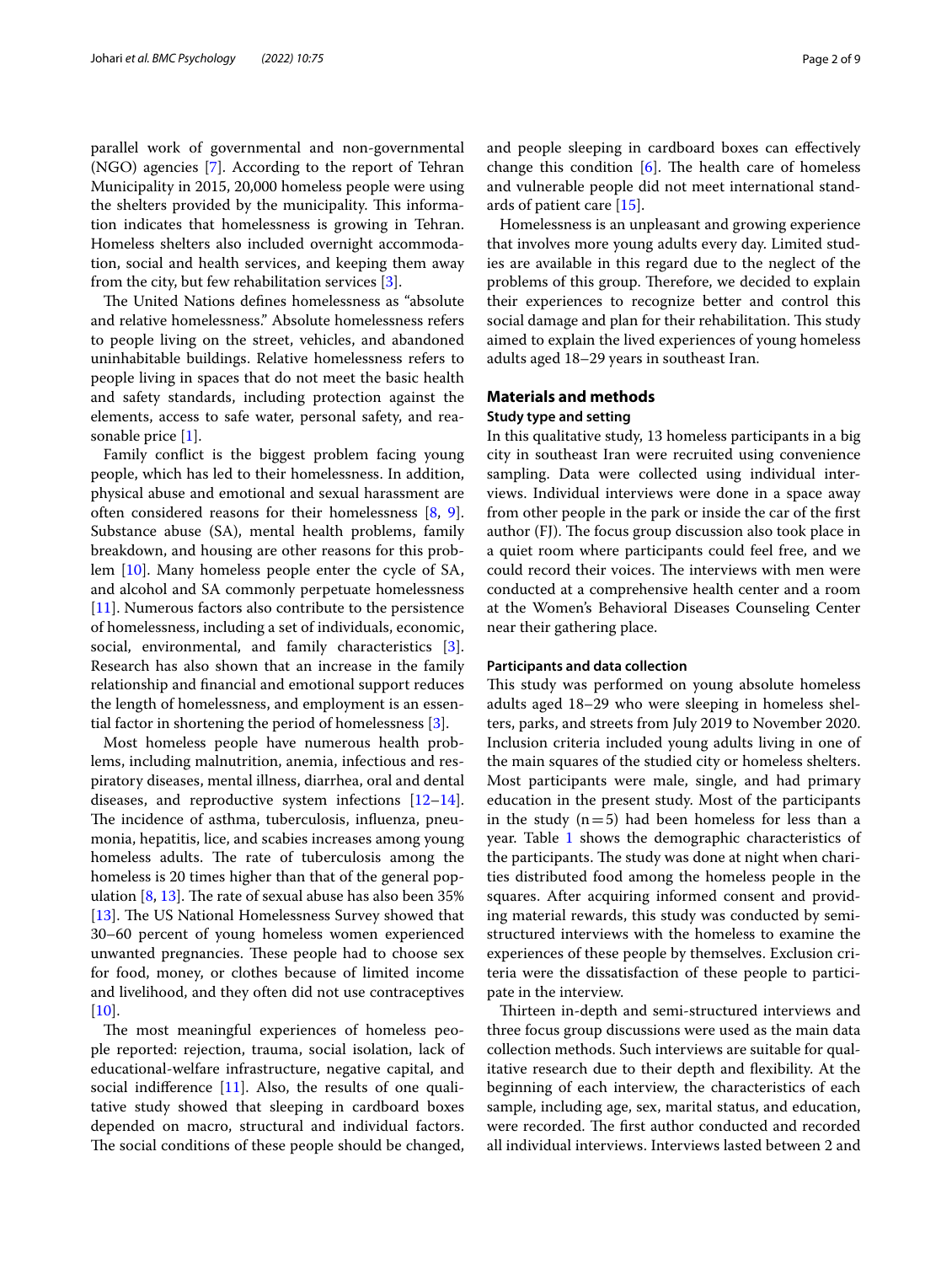parallel work of governmental and non-governmental (NGO) agencies [7]. According to the report of Tehran Municipality in 2015, 20,000 homeless people were using the shelters provided by the municipality. This information indicates that homelessness is growing in Tehran. Homeless shelters also included overnight accommodation, social and health services, and keeping them away from the city, but few rehabilitation services [3].

The United Nations defines homelessness as "absolute and relative homelessness." Absolute homelessness refers to people living on the street, vehicles, and abandoned uninhabitable buildings. Relative homelessness refers to people living in spaces that do not meet the basic health and safety standards, including protection against the elements, access to safe water, personal safety, and reasonable price [1].

Family conflict is the biggest problem facing young people, which has led to their homelessness. In addition, physical abuse and emotional and sexual harassment are often considered reasons for their homelessness [8, 9]. Substance abuse (SA), mental health problems, family breakdown, and housing are other reasons for this problem [10]. Many homeless people enter the cycle of SA, and alcohol and SA commonly perpetuate homelessness [11]. Numerous factors also contribute to the persistence of homelessness, including a set of individuals, economic, social, environmental, and family characteristics [3]. Research has also shown that an increase in the family relationship and financial and emotional support reduces the length of homelessness, and employment is an essential factor in shortening the period of homelessness [3].

Most homeless people have numerous health problems, including malnutrition, anemia, infectious and respiratory diseases, mental illness, diarrhea, oral and dental diseases, and reproductive system infections [12–14]. The incidence of asthma, tuberculosis, influenza, pneumonia, hepatitis, lice, and scabies increases among young homeless adults. The rate of tuberculosis among the homeless is 20 times higher than that of the general population [8, 13]. The rate of sexual abuse has also been 35% [13]. The US National Homelessness Survey showed that 30–60 percent of young homeless women experienced unwanted pregnancies. These people had to choose sex for food, money, or clothes because of limited income and livelihood, and they often did not use contraceptives [10].

The most meaningful experiences of homeless people reported: rejection, trauma, social isolation, lack of educational-welfare infrastructure, negative capital, and social indifference [11]. Also, the results of one qualitative study showed that sleeping in cardboard boxes depended on macro, structural and individual factors. The social conditions of these people should be changed, and people sleeping in cardboard boxes can effectively change this condition [6]. The health care of homeless and vulnerable people did not meet international standards of patient care [15].

Homelessness is an unpleasant and growing experience that involves more young adults every day. Limited studies are available in this regard due to the neglect of the problems of this group. Therefore, we decided to explain their experiences to recognize better and control this social damage and plan for their rehabilitation. This study aimed to explain the lived experiences of young homeless adults aged 18–29 years in southeast Iran.

## Materials and methods

### Study type and setting

In this qualitative study, 13 homeless participants in a big city in southeast Iran were recruited using convenience sampling. Data were collected using individual interviews. Individual interviews were done in a space away from other people in the park or inside the car of the first author (FJ). The focus group discussion also took place in a quiet room where participants could feel free, and we could record their voices. The interviews with men were conducted at a comprehensive health center and a room at the Women's Behavioral Diseases Counseling Center near their gathering place.

#### Participants and data collection

This study was performed on young absolute homeless adults aged 18–29 who were sleeping in homeless shelters, parks, and streets from July 2019 to November 2020. Inclusion criteria included young adults living in one of the main squares of the studied city or homeless shelters. Most participants were male, single, and had primary education in the present study. Most of the participants in the study (n = 5) had been homeless for less than a year. Table 1 shows the demographic characteristics of the participants. The study was done at night when charities distributed food among the homeless people in the squares. After acquiring informed consent and providing material rewards, this study was conducted by semi-structured interviews with the homeless to examine the experiences of these people by themselves. Exclusion criteria were the dissatisfaction of these people to participate in the interview.

Thirteen in-depth and semi-structured interviews and three focus group discussions were used as the main data collection methods. Such interviews are suitable for qualitative research due to their depth and flexibility. At the beginning of each interview, the characteristics of each sample, including age, sex, marital status, and education, were recorded. The first author conducted and recorded all individual interviews. Interviews lasted between 2 and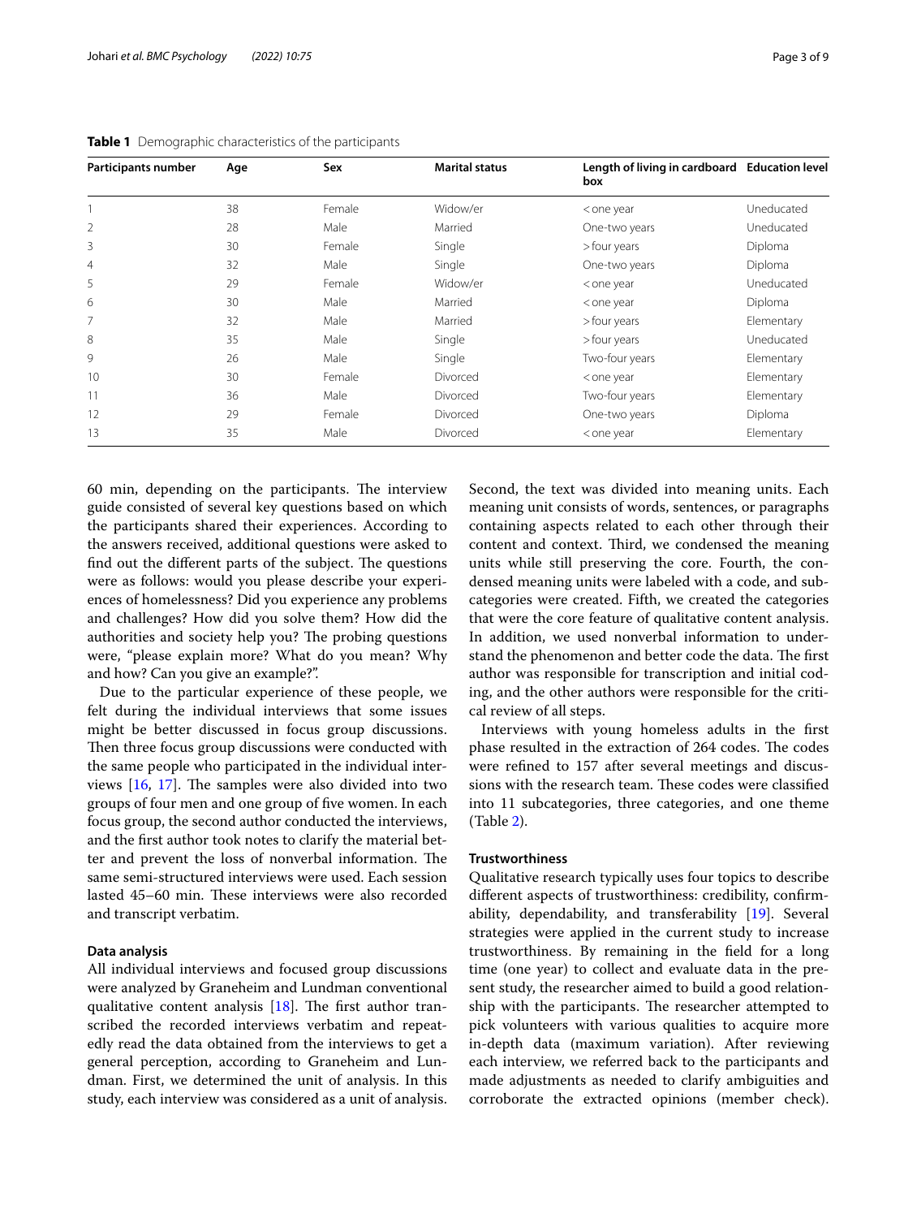**Table 1** Demographic characteristics of the participants

| Participants number | Age | Sex | Marital status | Length of living in cardboard box | Education level |
|---|---|---|---|---|---|
| 1 | 38 | Female | Widow/er | < one year | Uneducated |
| 2 | 28 | Male | Married | One-two years | Uneducated |
| 3 | 30 | Female | Single | > four years | Diploma |
| 4 | 32 | Male | Single | One-two years | Diploma |
| 5 | 29 | Female | Widow/er | < one year | Uneducated |
| 6 | 30 | Male | Married | < one year | Diploma |
| 7 | 32 | Male | Married | > four years | Elementary |
| 8 | 35 | Male | Single | > four years | Uneducated |
| 9 | 26 | Male | Single | Two-four years | Elementary |
| 10 | 30 | Female | Divorced | < one year | Elementary |
| 11 | 36 | Male | Divorced | Two-four years | Elementary |
| 12 | 29 | Female | Divorced | One-two years | Diploma |
| 13 | 35 | Male | Divorced | < one year | Elementary |

60 min, depending on the participants. The interview guide consisted of several key questions based on which the participants shared their experiences. According to the answers received, additional questions were asked to find out the different parts of the subject. The questions were as follows: would you please describe your experiences of homelessness? Did you experience any problems and challenges? How did you solve them? How did the authorities and society help you? The probing questions were, "please explain more? What do you mean? Why and how? Can you give an example?".

Due to the particular experience of these people, we felt during the individual interviews that some issues might be better discussed in focus group discussions. Then three focus group discussions were conducted with the same people who participated in the individual interviews [16, 17]. The samples were also divided into two groups of four men and one group of five women. In each focus group, the second author conducted the interviews, and the first author took notes to clarify the material better and prevent the loss of nonverbal information. The same semi-structured interviews were used. Each session lasted 45–60 min. These interviews were also recorded and transcript verbatim.

### Data analysis

All individual interviews and focused group discussions were analyzed by Graneheim and Lundman conventional qualitative content analysis [18]. The first author transcribed the recorded interviews verbatim and repeatedly read the data obtained from the interviews to get a general perception, according to Graneheim and Lundman. First, we determined the unit of analysis. In this study, each interview was considered as a unit of analysis. Second, the text was divided into meaning units. Each meaning unit consists of words, sentences, or paragraphs containing aspects related to each other through their content and context. Third, we condensed the meaning units while still preserving the core. Fourth, the condensed meaning units were labeled with a code, and subcategories were created. Fifth, we created the categories that were the core feature of qualitative content analysis. In addition, we used nonverbal information to understand the phenomenon and better code the data. The first author was responsible for transcription and initial coding, and the other authors were responsible for the critical review of all steps.

Interviews with young homeless adults in the first phase resulted in the extraction of 264 codes. The codes were refined to 157 after several meetings and discussions with the research team. These codes were classified into 11 subcategories, three categories, and one theme (Table 2).

### Trustworthiness

Qualitative research typically uses four topics to describe different aspects of trustworthiness: credibility, confirmability, dependability, and transferability [19]. Several strategies were applied in the current study to increase trustworthiness. By remaining in the field for a long time (one year) to collect and evaluate data in the present study, the researcher aimed to build a good relationship with the participants. The researcher attempted to pick volunteers with various qualities to acquire more in-depth data (maximum variation). After reviewing each interview, we referred back to the participants and made adjustments as needed to clarify ambiguities and corroborate the extracted opinions (member check).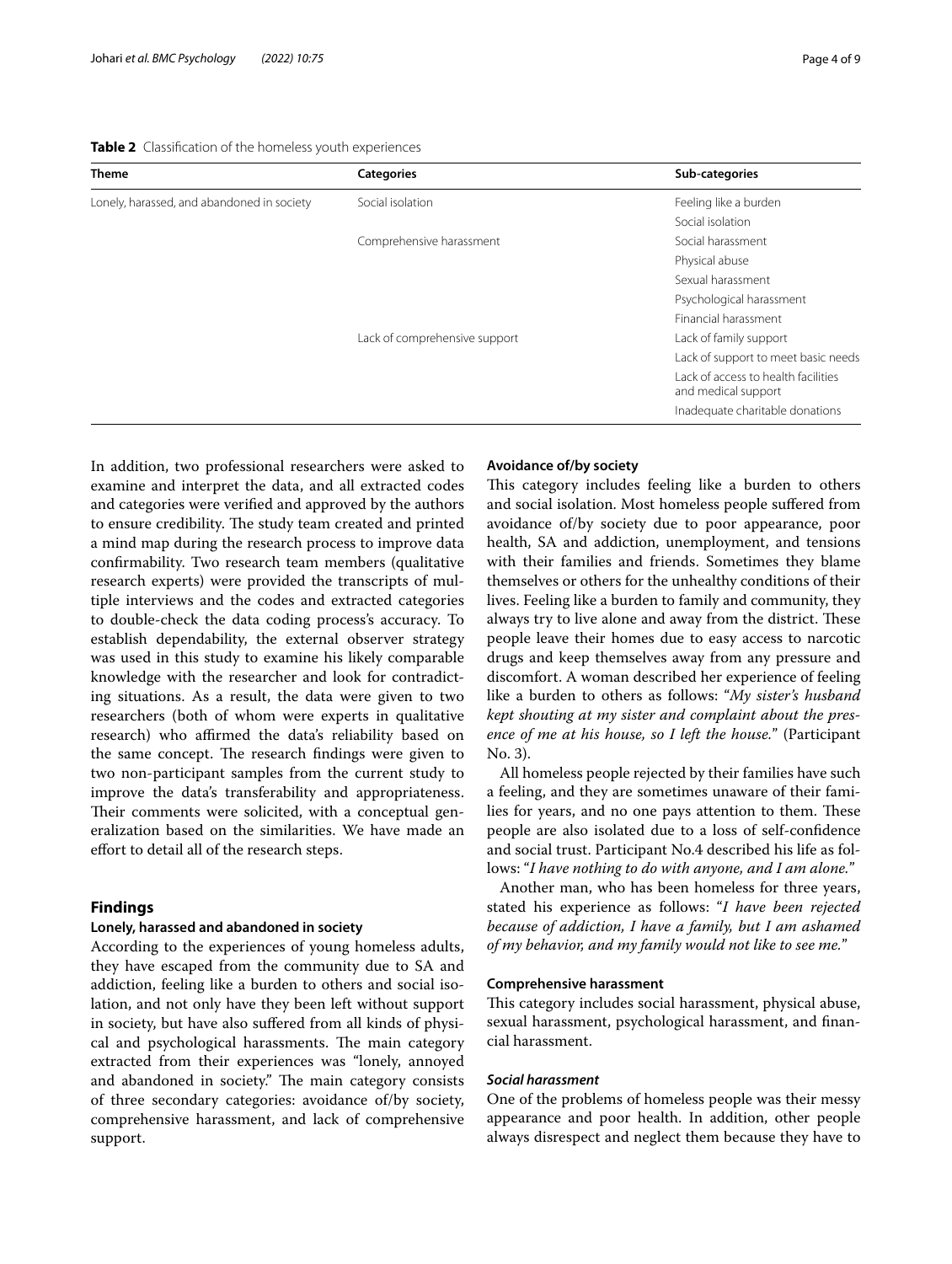**Table 2** Classification of the homeless youth experiences

| Theme | Categories | Sub-categories |
|---|---|---|
| Lonely, harassed, and abandoned in society | Social isolation | Feeling like a burden |
| | | Social isolation |
| | Comprehensive harassment | Social harassment |
| | | Physical abuse |
| | | Sexual harassment |
| | | Psychological harassment |
| | | Financial harassment |
| | Lack of comprehensive support | Lack of family support |
| | | Lack of support to meet basic needs |
| | | Lack of access to health facilities and medical support |
| | | Inadequate charitable donations |

In addition, two professional researchers were asked to examine and interpret the data, and all extracted codes and categories were verified and approved by the authors to ensure credibility. The study team created and printed a mind map during the research process to improve data confirmability. Two research team members (qualitative research experts) were provided the transcripts of multiple interviews and the codes and extracted categories to double-check the data coding process's accuracy. To establish dependability, the external observer strategy was used in this study to examine his likely comparable knowledge with the researcher and look for contradicting situations. As a result, the data were given to two researchers (both of whom were experts in qualitative research) who affirmed the data's reliability based on the same concept. The research findings were given to two non-participant samples from the current study to improve the data's transferability and appropriateness. Their comments were solicited, with a conceptual generalization based on the similarities. We have made an effort to detail all of the research steps.

## Findings

### Lonely, harassed and abandoned in society

According to the experiences of young homeless adults, they have escaped from the community due to SA and addiction, feeling like a burden to others and social isolation, and not only have they been left without support in society, but have also suffered from all kinds of physical and psychological harassments. The main category extracted from their experiences was "lonely, annoyed and abandoned in society." The main category consists of three secondary categories: avoidance of/by society, comprehensive harassment, and lack of comprehensive support.

### Avoidance of/by society

This category includes feeling like a burden to others and social isolation. Most homeless people suffered from avoidance of/by society due to poor appearance, poor health, SA and addiction, unemployment, and tensions with their families and friends. Sometimes they blame themselves or others for the unhealthy conditions of their lives. Feeling like a burden to family and community, they always try to live alone and away from the district. These people leave their homes due to easy access to narcotic drugs and keep themselves away from any pressure and discomfort. A woman described her experience of feeling like a burden to others as follows: "*My sister's husband kept shouting at my sister and complaint about the presence of me at his house, so I left the house.*" (Participant No. 3).

All homeless people rejected by their families have such a feeling, and they are sometimes unaware of their families for years, and no one pays attention to them. These people are also isolated due to a loss of self-confidence and social trust. Participant No.4 described his life as follows: "*I have nothing to do with anyone, and I am alone.*"

Another man, who has been homeless for three years, stated his experience as follows: "*I have been rejected because of addiction, I have a family, but I am ashamed of my behavior, and my family would not like to see me.*"

### Comprehensive harassment

This category includes social harassment, physical abuse, sexual harassment, psychological harassment, and financial harassment.

#### *Social harassment*

One of the problems of homeless people was their messy appearance and poor health. In addition, other people always disrespect and neglect them because they have to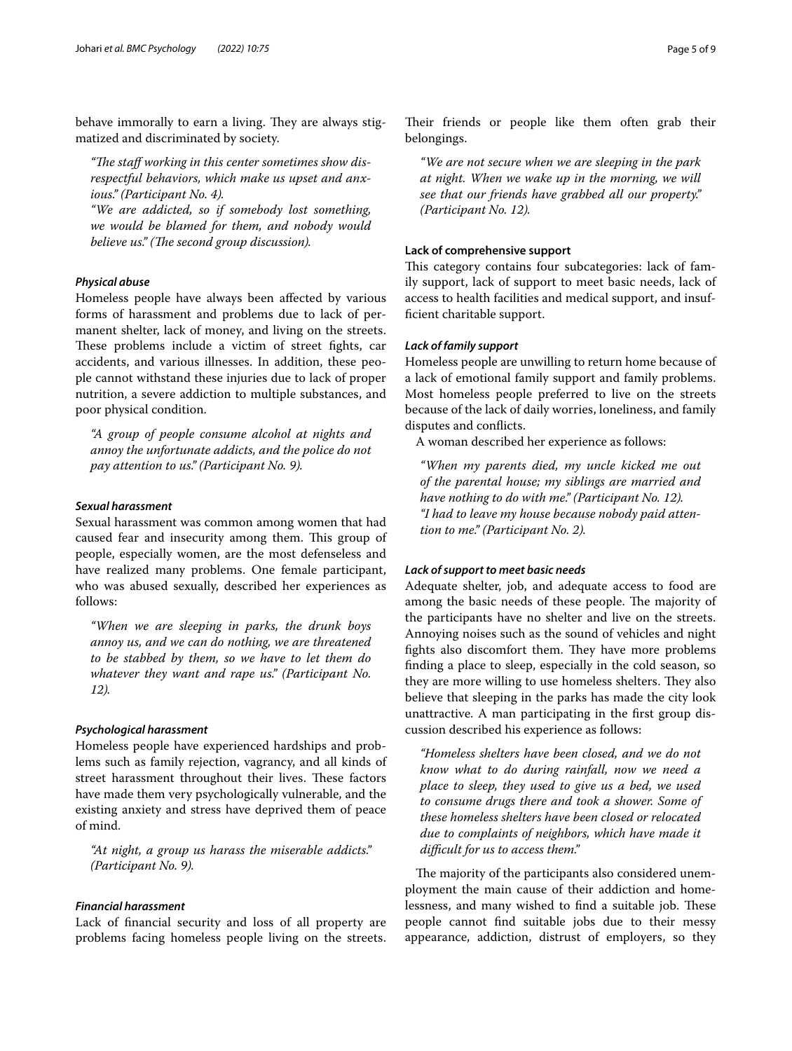behave immorally to earn a living. They are always stigmatized and discriminated by society.

> *"The staff working in this center sometimes show disrespectful behaviors, which make us upset and anxious." (Participant No. 4).*
>
> *"We are addicted, so if somebody lost something, we would be blamed for them, and nobody would believe us." (The second group discussion).*

#### *Physical abuse*

Homeless people have always been affected by various forms of harassment and problems due to lack of permanent shelter, lack of money, and living on the streets. These problems include a victim of street fights, car accidents, and various illnesses. In addition, these people cannot withstand these injuries due to lack of proper nutrition, a severe addiction to multiple substances, and poor physical condition.

> *"A group of people consume alcohol at nights and annoy the unfortunate addicts, and the police do not pay attention to us." (Participant No. 9).*

#### *Sexual harassment*

Sexual harassment was common among women that had caused fear and insecurity among them. This group of people, especially women, are the most defenseless and have realized many problems. One female participant, who was abused sexually, described her experiences as follows:

> *"When we are sleeping in parks, the drunk boys annoy us, and we can do nothing, we are threatened to be stabbed by them, so we have to let them do whatever they want and rape us." (Participant No. 12).*

#### *Psychological harassment*

Homeless people have experienced hardships and problems such as family rejection, vagrancy, and all kinds of street harassment throughout their lives. These factors have made them very psychologically vulnerable, and the existing anxiety and stress have deprived them of peace of mind.

> *"At night, a group us harass the miserable addicts." (Participant No. 9).*

#### *Financial harassment*

Lack of financial security and loss of all property are problems facing homeless people living on the streets. Their friends or people like them often grab their belongings.

> *"We are not secure when we are sleeping in the park at night. When we wake up in the morning, we will see that our friends have grabbed all our property." (Participant No. 12).*

### Lack of comprehensive support

This category contains four subcategories: lack of family support, lack of support to meet basic needs, lack of access to health facilities and medical support, and insufficient charitable support.

#### *Lack of family support*

Homeless people are unwilling to return home because of a lack of emotional family support and family problems. Most homeless people preferred to live on the streets because of the lack of daily worries, loneliness, and family disputes and conflicts.

A woman described her experience as follows:

> *"When my parents died, my uncle kicked me out of the parental house; my siblings are married and have nothing to do with me." (Participant No. 12).*
>
> *"I had to leave my house because nobody paid attention to me." (Participant No. 2).*

#### *Lack of support to meet basic needs*

Adequate shelter, job, and adequate access to food are among the basic needs of these people. The majority of the participants have no shelter and live on the streets. Annoying noises such as the sound of vehicles and night fights also discomfort them. They have more problems finding a place to sleep, especially in the cold season, so they are more willing to use homeless shelters. They also believe that sleeping in the parks has made the city look unattractive. A man participating in the first group discussion described his experience as follows:

> *"Homeless shelters have been closed, and we do not know what to do during rainfall, now we need a place to sleep, they used to give us a bed, we used to consume drugs there and took a shower. Some of these homeless shelters have been closed or relocated due to complaints of neighbors, which have made it difficult for us to access them."*

The majority of the participants also considered unemployment the main cause of their addiction and homelessness, and many wished to find a suitable job. These people cannot find suitable jobs due to their messy appearance, addiction, distrust of employers, so they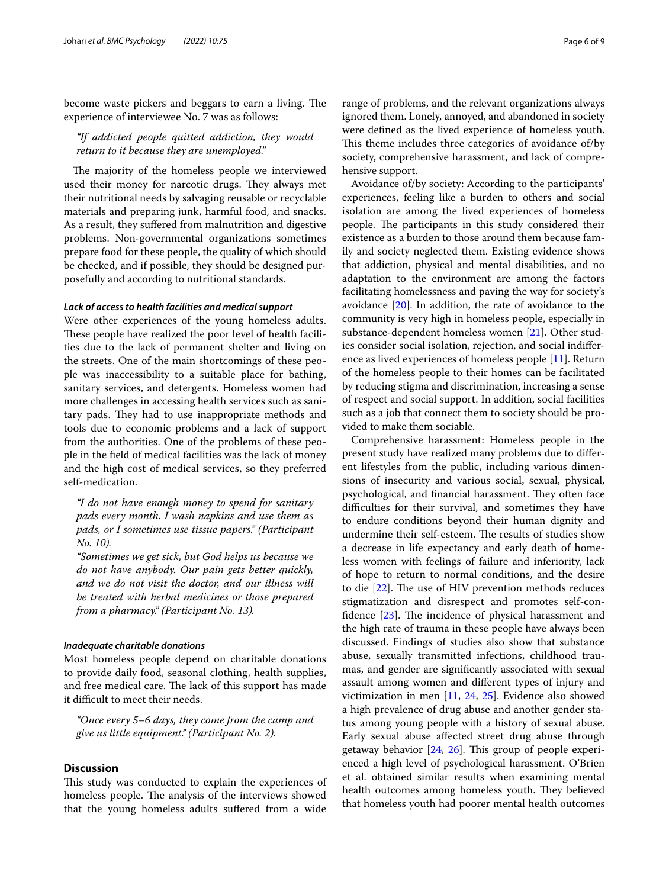become waste pickers and beggars to earn a living. The experience of interviewee No. 7 was as follows:

> *"If addicted people quitted addiction, they would return to it because they are unemployed."*

The majority of the homeless people we interviewed used their money for narcotic drugs. They always met their nutritional needs by salvaging reusable or recyclable materials and preparing junk, harmful food, and snacks. As a result, they suffered from malnutrition and digestive problems. Non-governmental organizations sometimes prepare food for these people, the quality of which should be checked, and if possible, they should be designed purposefully and according to nutritional standards.

#### *Lack of access to health facilities and medical support*

Were other experiences of the young homeless adults. These people have realized the poor level of health facilities due to the lack of permanent shelter and living on the streets. One of the main shortcomings of these people was inaccessibility to a suitable place for bathing, sanitary services, and detergents. Homeless women had more challenges in accessing health services such as sanitary pads. They had to use inappropriate methods and tools due to economic problems and a lack of support from the authorities. One of the problems of these people in the field of medical facilities was the lack of money and the high cost of medical services, so they preferred self-medication.

> *"I do not have enough money to spend for sanitary pads every month. I wash napkins and use them as pads, or I sometimes use tissue papers." (Participant No. 10).*
>
> *"Sometimes we get sick, but God helps us because we do not have anybody. Our pain gets better quickly, and we do not visit the doctor, and our illness will be treated with herbal medicines or those prepared from a pharmacy." (Participant No. 13).*

#### *Inadequate charitable donations*

Most homeless people depend on charitable donations to provide daily food, seasonal clothing, health supplies, and free medical care. The lack of this support has made it difficult to meet their needs.

> *"Once every 5–6 days, they come from the camp and give us little equipment." (Participant No. 2).*

## Discussion

This study was conducted to explain the experiences of homeless people. The analysis of the interviews showed that the young homeless adults suffered from a wide range of problems, and the relevant organizations always ignored them. Lonely, annoyed, and abandoned in society were defined as the lived experience of homeless youth. This theme includes three categories of avoidance of/by society, comprehensive harassment, and lack of comprehensive support.

Avoidance of/by society: According to the participants' experiences, feeling like a burden to others and social isolation are among the lived experiences of homeless people. The participants in this study considered their existence as a burden to those around them because family and society neglected them. Existing evidence shows that addiction, physical and mental disabilities, and no adaptation to the environment are among the factors facilitating homelessness and paving the way for society's avoidance [20]. In addition, the rate of avoidance to the community is very high in homeless people, especially in substance-dependent homeless women [21]. Other studies consider social isolation, rejection, and social indifference as lived experiences of homeless people [11]. Return of the homeless people to their homes can be facilitated by reducing stigma and discrimination, increasing a sense of respect and social support. In addition, social facilities such as a job that connect them to society should be provided to make them sociable.

Comprehensive harassment: Homeless people in the present study have realized many problems due to different lifestyles from the public, including various dimensions of insecurity and various social, sexual, physical, psychological, and financial harassment. They often face difficulties for their survival, and sometimes they have to endure conditions beyond their human dignity and undermine their self-esteem. The results of studies show a decrease in life expectancy and early death of homeless women with feelings of failure and inferiority, lack of hope to return to normal conditions, and the desire to die [22]. The use of HIV prevention methods reduces stigmatization and disrespect and promotes self-confidence [23]. The incidence of physical harassment and the high rate of trauma in these people have always been discussed. Findings of studies also show that substance abuse, sexually transmitted infections, childhood traumas, and gender are significantly associated with sexual assault among women and different types of injury and victimization in men [11, 24, 25]. Evidence also showed a high prevalence of drug abuse and another gender status among young people with a history of sexual abuse. Early sexual abuse affected street drug abuse through getaway behavior [24, 26]. This group of people experienced a high level of psychological harassment. O'Brien et al. obtained similar results when examining mental health outcomes among homeless youth. They believed that homeless youth had poorer mental health outcomes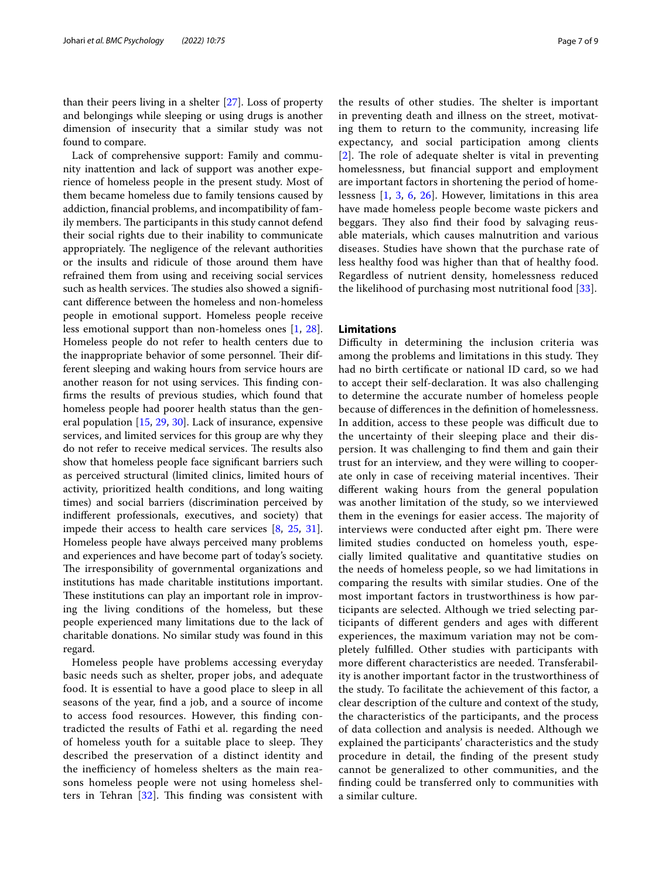than their peers living in a shelter [27]. Loss of property and belongings while sleeping or using drugs is another dimension of insecurity that a similar study was not found to compare.

Lack of comprehensive support: Family and community inattention and lack of support was another experience of homeless people in the present study. Most of them became homeless due to family tensions caused by addiction, financial problems, and incompatibility of family members. The participants in this study cannot defend their social rights due to their inability to communicate appropriately. The negligence of the relevant authorities or the insults and ridicule of those around them have refrained them from using and receiving social services such as health services. The studies also showed a significant difference between the homeless and non-homeless people in emotional support. Homeless people receive less emotional support than non-homeless ones [1, 28]. Homeless people do not refer to health centers due to the inappropriate behavior of some personnel. Their different sleeping and waking hours from service hours are another reason for not using services. This finding confirms the results of previous studies, which found that homeless people had poorer health status than the general population [15, 29, 30]. Lack of insurance, expensive services, and limited services for this group are why they do not refer to receive medical services. The results also show that homeless people face significant barriers such as perceived structural (limited clinics, limited hours of activity, prioritized health conditions, and long waiting times) and social barriers (discrimination perceived by indifferent professionals, executives, and society) that impede their access to health care services [8, 25, 31]. Homeless people have always perceived many problems and experiences and have become part of today's society. The irresponsibility of governmental organizations and institutions has made charitable institutions important. These institutions can play an important role in improving the living conditions of the homeless, but these people experienced many limitations due to the lack of charitable donations. No similar study was found in this regard.

Homeless people have problems accessing everyday basic needs such as shelter, proper jobs, and adequate food. It is essential to have a good place to sleep in all seasons of the year, find a job, and a source of income to access food resources. However, this finding contradicted the results of Fathi et al. regarding the need of homeless youth for a suitable place to sleep. They described the preservation of a distinct identity and the inefficiency of homeless shelters as the main reasons homeless people were not using homeless shelters in Tehran [32]. This finding was consistent with the results of other studies. The shelter is important in preventing death and illness on the street, motivating them to return to the community, increasing life expectancy, and social participation among clients [2]. The role of adequate shelter is vital in preventing homelessness, but financial support and employment are important factors in shortening the period of homelessness [1, 3, 6, 26]. However, limitations in this area have made homeless people become waste pickers and beggars. They also find their food by salvaging reusable materials, which causes malnutrition and various diseases. Studies have shown that the purchase rate of less healthy food was higher than that of healthy food. Regardless of nutrient density, homelessness reduced the likelihood of purchasing most nutritional food [33].

## Limitations

Difficulty in determining the inclusion criteria was among the problems and limitations in this study. They had no birth certificate or national ID card, so we had to accept their self-declaration. It was also challenging to determine the accurate number of homeless people because of differences in the definition of homelessness. In addition, access to these people was difficult due to the uncertainty of their sleeping place and their dispersion. It was challenging to find them and gain their trust for an interview, and they were willing to cooperate only in case of receiving material incentives. Their different waking hours from the general population was another limitation of the study, so we interviewed them in the evenings for easier access. The majority of interviews were conducted after eight pm. There were limited studies conducted on homeless youth, especially limited qualitative and quantitative studies on the needs of homeless people, so we had limitations in comparing the results with similar studies. One of the most important factors in trustworthiness is how participants are selected. Although we tried selecting participants of different genders and ages with different experiences, the maximum variation may not be completely fulfilled. Other studies with participants with more different characteristics are needed. Transferability is another important factor in the trustworthiness of the study. To facilitate the achievement of this factor, a clear description of the culture and context of the study, the characteristics of the participants, and the process of data collection and analysis is needed. Although we explained the participants' characteristics and the study procedure in detail, the finding of the present study cannot be generalized to other communities, and the finding could be transferred only to communities with a similar culture.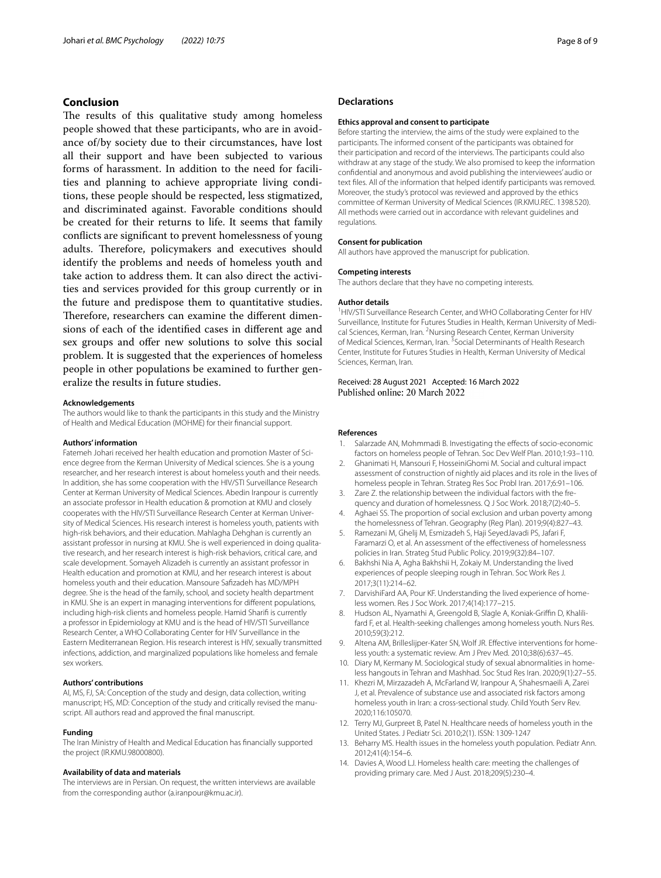## Conclusion

The results of this qualitative study among homeless people showed that these participants, who are in avoidance of/by society due to their circumstances, have lost all their support and have been subjected to various forms of harassment. In addition to the need for facilities and planning to achieve appropriate living conditions, these people should be respected, less stigmatized, and discriminated against. Favorable conditions should be created for their returns to life. It seems that family conflicts are significant to prevent homelessness of young adults. Therefore, policymakers and executives should identify the problems and needs of homeless youth and take action to address them. It can also direct the activities and services provided for this group currently or in the future and predispose them to quantitative studies. Therefore, researchers can examine the different dimensions of each of the identified cases in different age and sex groups and offer new solutions to solve this social problem. It is suggested that the experiences of homeless people in other populations be examined to further generalize the results in future studies.

#### Acknowledgements

The authors would like to thank the participants in this study and the Ministry of Health and Medical Education (MOHME) for their financial support.

#### Authors' information

Fatemeh Johari received her health education and promotion Master of Science degree from the Kerman University of Medical sciences. She is a young researcher, and her research interest is about homeless youth and their needs. In addition, she has some cooperation with the HIV/STI Surveillance Research Center at Kerman University of Medical Sciences. Abedin Iranpour is currently an associate professor in Health education & promotion at KMU and closely cooperates with the HIV/STI Surveillance Research Center at Kerman University of Medical Sciences. His research interest is homeless youth, patients with high-risk behaviors, and their education. Mahlagha Dehghan is currently an assistant professor in nursing at KMU. She is well experienced in doing qualitative research, and her research interest is high-risk behaviors, critical care, and scale development. Somayeh Alizadeh is currently an assistant professor in Health education and promotion at KMU, and her research interest is about homeless youth and their education. Mansoure Safizadeh has MD/MPH degree. She is the head of the family, school, and society health department in KMU. She is an expert in managing interventions for different populations, including high-risk clients and homeless people. Hamid Sharifi is currently a professor in Epidemiology at KMU and is the head of HIV/STI Surveillance Research Center, a WHO Collaborating Center for HIV Surveillance in the Eastern Mediterranean Region. His research interest is HIV, sexually transmitted infections, addiction, and marginalized populations like homeless and female sex workers.

#### Authors' contributions

AI, MS, FJ, SA: Conception of the study and design, data collection, writing manuscript; HS, MD: Conception of the study and critically revised the manuscript. All authors read and approved the final manuscript.

#### Funding

The Iran Ministry of Health and Medical Education has financially supported the project (IR.KMU.98000800).

#### Availability of data and materials

The interviews are in Persian. On request, the written interviews are available from the corresponding author (a.iranpour@kmu.ac.ir).

## Declarations

#### Ethics approval and consent to participate

Before starting the interview, the aims of the study were explained to the participants. The informed consent of the participants was obtained for their participation and record of the interviews. The participants could also withdraw at any stage of the study. We also promised to keep the information confidential and anonymous and avoid publishing the interviewees' audio or text files. All of the information that helped identify participants was removed. Moreover, the study's protocol was reviewed and approved by the ethics committee of Kerman University of Medical Sciences (IR.KMU.REC. 1398.520). All methods were carried out in accordance with relevant guidelines and regulations.

#### Consent for publication

All authors have approved the manuscript for publication.

#### Competing interests

The authors declare that they have no competing interests.

#### Author details

[1]HIV/STI Surveillance Research Center, and WHO Collaborating Center for HIV Surveillance, Institute for Futures Studies in Health, Kerman University of Medical Sciences, Kerman, Iran. [2]Nursing Research Center, Kerman University of Medical Sciences, Kerman, Iran. [3]Social Determinants of Health Research Center, Institute for Futures Studies in Health, Kerman University of Medical Sciences, Kerman, Iran.

Received: 28 August 2021 Accepted: 16 March 2022
Published online: 20 March 2022

#### References

1. Salarzade AN, Mohmmadi B. Investigating the effects of socio-economic factors on homeless people of Tehran. Soc Dev Welf Plan. 2010;1:93–110.
2. Ghanimati H, Mansouri F, HosseiniGhomi M. Social and cultural impact assessment of construction of nightly aid places and its role in the lives of homeless people in Tehran. Strateg Res Soc Probl Iran. 2017;6:91–106.
3. Zare Z. the relationship between the individual factors with the frequency and duration of homelessness. Q J Soc Work. 2018;7(2):40–5.
4. Aghaei SS. The proportion of social exclusion and urban poverty among the homelessness of Tehran. Geography (Reg Plan). 2019;9(4):827–43.
5. Ramezani M, Ghelij M, Esmizadeh S, Haji SeyedJavadi PS, Jafari F, Faramarzi O, et al. An assessment of the effectiveness of homelessness policies in Iran. Strateg Stud Public Policy. 2019;9(32):84–107.
6. Bakhshi Nia A, Agha Bakhshii H, Zokaiy M. Understanding the lived experiences of people sleeping rough in Tehran. Soc Work Res J. 2017;3(11):214–62.
7. DarvishiFard AA, Pour KF. Understanding the lived experience of homeless women. Res J Soc Work. 2017;4(14):177–215.
8. Hudson AL, Nyamathi A, Greengold B, Slagle A, Koniak-Griffin D, Khalilifard F, et al. Health-seeking challenges among homeless youth. Nurs Res. 2010;59(3):212.
9. Altena AM, Brilleslijper-Kater SN, Wolf JR. Effective interventions for homeless youth: a systematic review. Am J Prev Med. 2010;38(6):637–45.
10. Diary M, Kermany M. Sociological study of sexual abnormalities in homeless hangouts in Tehran and Mashhad. Soc Stud Res Iran. 2020;9(1):27–55.
11. Khezri M, Mirzazadeh A, McFarland W, Iranpour A, Shahesmaeili A, Zarei J, et al. Prevalence of substance use and associated risk factors among homeless youth in Iran: a cross-sectional study. Child Youth Serv Rev. 2020;116:105070.
12. Terry MJ, Gurpreet B, Patel N. Healthcare needs of homeless youth in the United States. J Pediatr Sci. 2010;2(1). ISSN: 1309-1247
13. Beharry MS. Health issues in the homeless youth population. Pediatr Ann. 2012;41(4):154–6.
14. Davies A, Wood LJ. Homeless health care: meeting the challenges of providing primary care. Med J Aust. 2018;209(5):230–4.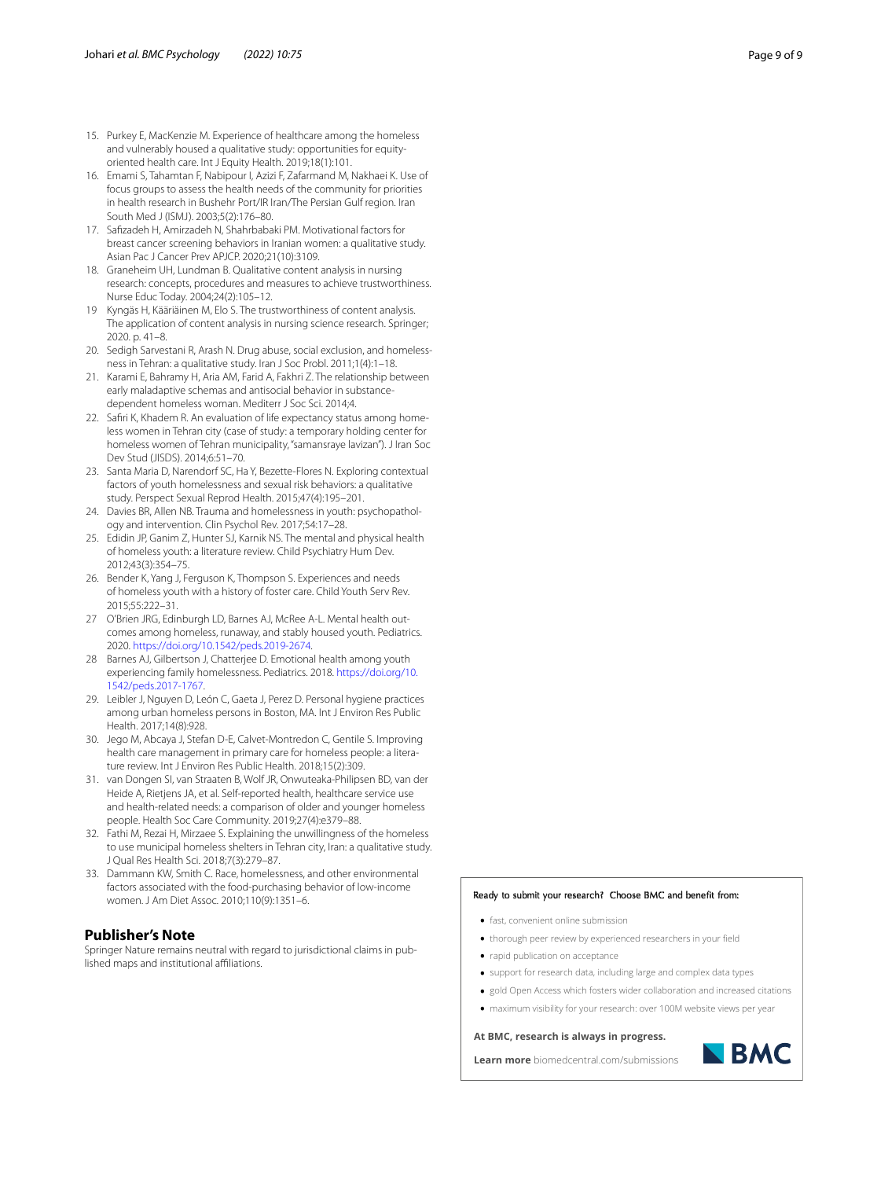15. Purkey E, MacKenzie M. Experience of healthcare among the homeless and vulnerably housed a qualitative study: opportunities for equity-oriented health care. Int J Equity Health. 2019;18(1):101.
16. Emami S, Tahamtan F, Nabipour I, Azizi F, Zarfarmand M, Nakhaei K. Use of focus groups to assess the health needs of the community for priorities in health research in Bushehr Port/IR Iran/The Persian Gulf region. Iran South Med J (ISMJ). 2003;5(2):176–80.
17. Safizadeh H, Amirzadeh N, Shahrbabaki PM. Motivational factors for breast cancer screening behaviors in Iranian women: a qualitative study. Asian Pac J Cancer Prev APJCP. 2020;21(10):3109.
18. Graneheim UH, Lundman B. Qualitative content analysis in nursing research: concepts, procedures and measures to achieve trustworthiness. Nurse Educ Today. 2004;24(2):105–12.
19. Kyngäs H, Kääriäinen M, Elo S. The trustworthiness of content analysis. The application of content analysis in nursing science research. Springer; 2020. p. 41–8.
20. Sedigh Sarvestani R, Arash N. Drug abuse, social exclusion, and homelessness in Tehran: a qualitative study. Iran J Soc Probl. 2011;1(4):1–18.
21. Karami E, Bahramy H, Aria AM, Farid A, Fakhri Z. The relationship between early maladaptive schemas and antisocial behavior in substance-dependent homeless woman. Mediterr J Soc Sci. 2014;4.
22. Safiri K, Khadem R. An evaluation of life expectancy status among homeless women in Tehran city (case of study: a temporary holding center for homeless women of Tehran municipality, "samansraye lavizan"). J Iran Soc Dev Stud (JISDS). 2014;6:51–70.
23. Santa Maria D, Narendorf SC, Ha Y, Bezette-Flores N. Exploring contextual factors of youth homelessness and sexual risk behaviors: a qualitative study. Perspect Sexual Reprod Health. 2015;47(4):195–201.
24. Davies BR, Allen NB. Trauma and homelessness in youth: psychopathology and intervention. Clin Psychol Rev. 2017;54:17–28.
25. Edidin JP, Ganim Z, Hunter SJ, Karnik NS. The mental and physical health of homeless youth: a literature review. Child Psychiatry Hum Dev. 2012;43(3):354–75.
26. Bender K, Yang J, Ferguson K, Thompson S. Experiences and needs of homeless youth with a history of foster care. Child Youth Serv Rev. 2015;55:222–31.
27. O'Brien JRG, Edinburgh LD, Barnes AJ, McRee A-L. Mental health outcomes among homeless, runaway, and stably housed youth. Pediatrics. 2020. https://doi.org/10.1542/peds.2019-2674.
28. Barnes AJ, Gilbertson J, Chatterjee D. Emotional health among youth experiencing family homelessness. Pediatrics. 2018. https://doi.org/10.1542/peds.2017-1767.
29. Leibler J, Nguyen D, León C, Gaeta J, Perez D. Personal hygiene practices among urban homeless persons in Boston, MA. Int J Environ Res Public Health. 2017;14(8):928.
30. Jego M, Abcaya J, Stefan D-E, Calvet-Montredon C, Gentile S. Improving health care management in primary care for homeless people: a literature review. Int J Environ Res Public Health. 2018;15(2):309.
31. van Dongen SI, van Straaten B, Wolf JR, Onwuteaka-Philipsen BD, van der Heide A, Rietjens JA, et al. Self-reported health, healthcare service use and health-related needs: a comparison of older and younger homeless people. Health Soc Care Community. 2019;27(4):e379–88.
32. Fathi M, Rezai H, Mirzaee S. Explaining the unwillingness of the homeless to use municipal homeless shelters in Tehran city, Iran: a qualitative study. J Qual Res Health Sci. 2018;7(3):279–87.
33. Dammann KW, Smith C. Race, homelessness, and other environmental factors associated with the food-purchasing behavior of low-income women. J Am Diet Assoc. 2010;110(9):1351–6.

## Publisher's Note

Springer Nature remains neutral with regard to jurisdictional claims in published maps and institutional affiliations.

Ready to submit your research? Choose BMC and benefit from:

- fast, convenient online submission
- thorough peer review by experienced researchers in your field
- rapid publication on acceptance
- support for research data, including large and complex data types
- gold Open Access which fosters wider collaboration and increased citations
- maximum visibility for your research: over 100M website views per year

**At BMC, research is always in progress.**

**Learn more** biomedcentral.com/submissions

BMC